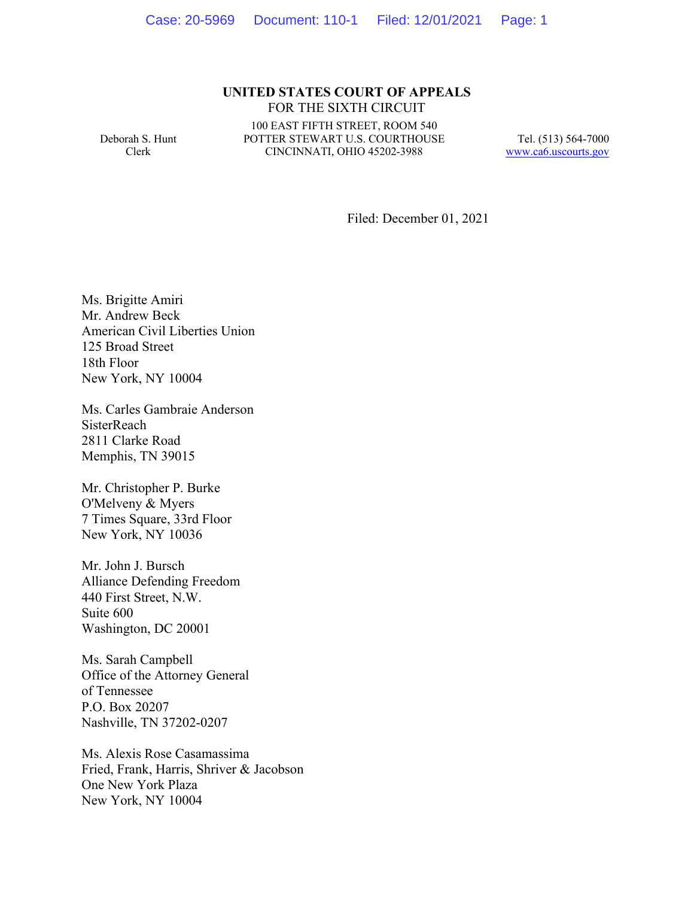**UNITED STATES COURT OF APPEALS**
FOR THE SIXTH CIRCUIT

Deborah S. Hunt
Clerk

100 EAST FIFTH STREET, ROOM 540
POTTER STEWART U.S. COURTHOUSE
CINCINNATI, OHIO 45202-3988

Tel. (513) 564-7000
www.ca6.uscourts.gov

Filed: December 01, 2021

Ms. Brigitte Amiri
Mr. Andrew Beck
American Civil Liberties Union
125 Broad Street
18th Floor
New York, NY 10004

Ms. Carles Gambraie Anderson
SisterReach
2811 Clarke Road
Memphis, TN 39015

Mr. Christopher P. Burke
O'Melveny & Myers
7 Times Square, 33rd Floor
New York, NY 10036

Mr. John J. Bursch
Alliance Defending Freedom
440 First Street, N.W.
Suite 600
Washington, DC 20001

Ms. Sarah Campbell
Office of the Attorney General
of Tennessee
P.O. Box 20207
Nashville, TN 37202-0207

Ms. Alexis Rose Casamassima
Fried, Frank, Harris, Shriver & Jacobson
One New York Plaza
New York, NY 10004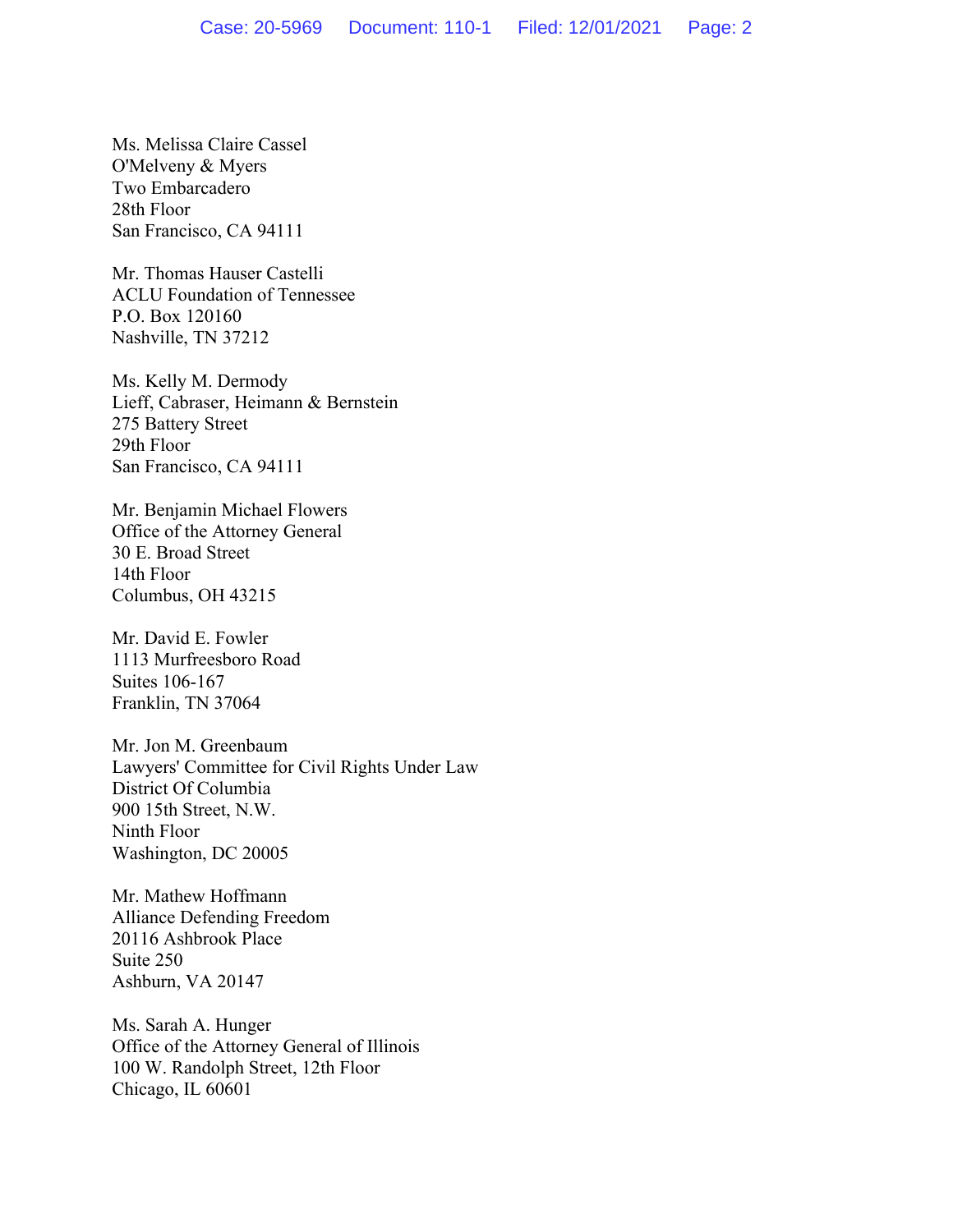Ms. Melissa Claire Cassel
O'Melveny & Myers
Two Embarcadero
28th Floor
San Francisco, CA 94111

Mr. Thomas Hauser Castelli
ACLU Foundation of Tennessee
P.O. Box 120160
Nashville, TN 37212

Ms. Kelly M. Dermody
Lieff, Cabraser, Heimann & Bernstein
275 Battery Street
29th Floor
San Francisco, CA 94111

Mr. Benjamin Michael Flowers
Office of the Attorney General
30 E. Broad Street
14th Floor
Columbus, OH 43215

Mr. David E. Fowler
1113 Murfreesboro Road
Suites 106-167
Franklin, TN 37064

Mr. Jon M. Greenbaum
Lawyers' Committee for Civil Rights Under Law
District Of Columbia
900 15th Street, N.W.
Ninth Floor
Washington, DC 20005

Mr. Mathew Hoffmann
Alliance Defending Freedom
20116 Ashbrook Place
Suite 250
Ashburn, VA 20147

Ms. Sarah A. Hunger
Office of the Attorney General of Illinois
100 W. Randolph Street, 12th Floor
Chicago, IL 60601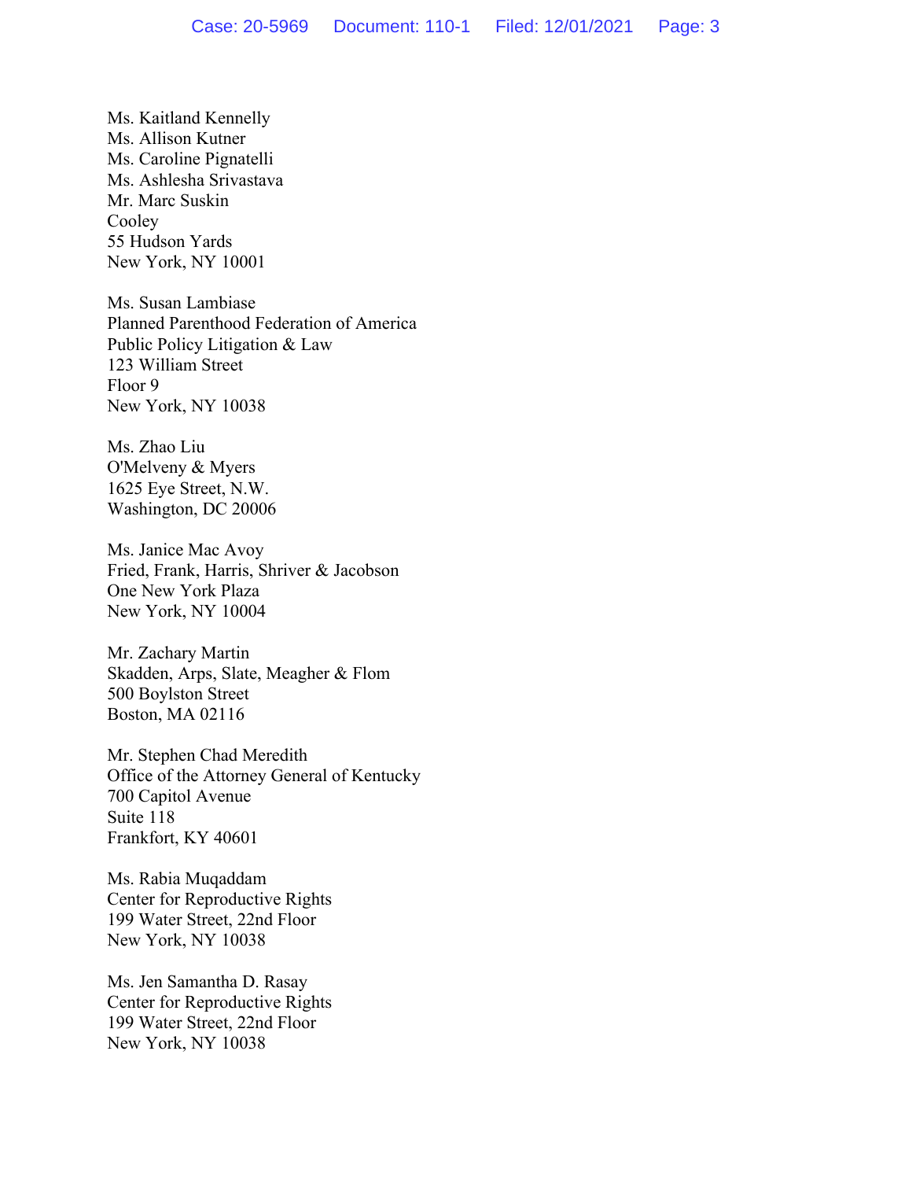Ms. Kaitland Kennelly
Ms. Allison Kutner
Ms. Caroline Pignatelli
Ms. Ashlesha Srivastava
Mr. Marc Suskin
Cooley
55 Hudson Yards
New York, NY 10001

Ms. Susan Lambiase
Planned Parenthood Federation of America
Public Policy Litigation & Law
123 William Street
Floor 9
New York, NY 10038

Ms. Zhao Liu
O'Melveny & Myers
1625 Eye Street, N.W.
Washington, DC 20006

Ms. Janice Mac Avoy
Fried, Frank, Harris, Shriver & Jacobson
One New York Plaza
New York, NY 10004

Mr. Zachary Martin
Skadden, Arps, Slate, Meagher & Flom
500 Boylston Street
Boston, MA 02116

Mr. Stephen Chad Meredith
Office of the Attorney General of Kentucky
700 Capitol Avenue
Suite 118
Frankfort, KY 40601

Ms. Rabia Muqaddam
Center for Reproductive Rights
199 Water Street, 22nd Floor
New York, NY 10038

Ms. Jen Samantha D. Rasay
Center for Reproductive Rights
199 Water Street, 22nd Floor
New York, NY 10038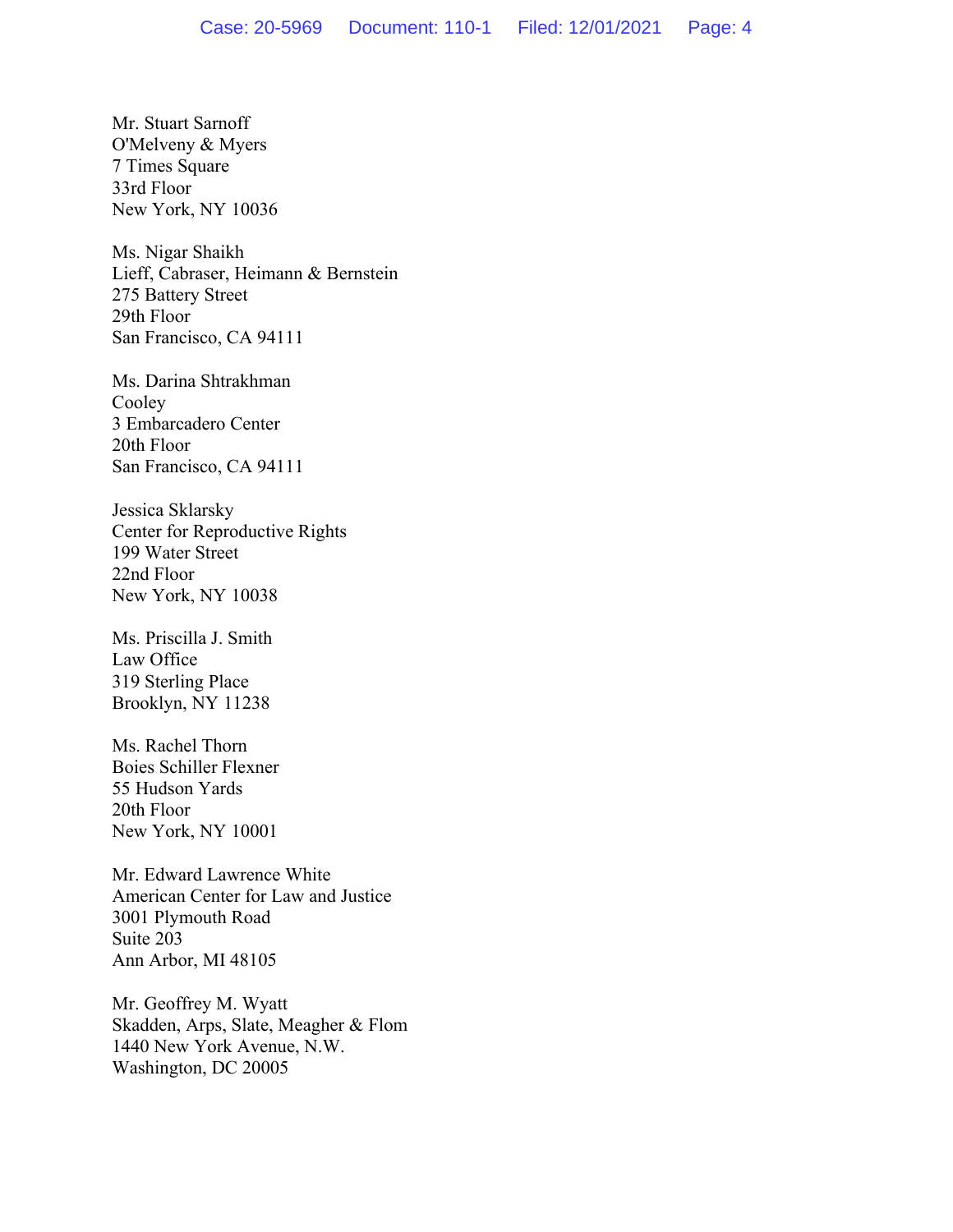Mr. Stuart Sarnoff
O'Melveny & Myers
7 Times Square
33rd Floor
New York, NY 10036

Ms. Nigar Shaikh
Lieff, Cabraser, Heimann & Bernstein
275 Battery Street
29th Floor
San Francisco, CA 94111

Ms. Darina Shtrakhman
Cooley
3 Embarcadero Center
20th Floor
San Francisco, CA 94111

Jessica Sklarsky
Center for Reproductive Rights
199 Water Street
22nd Floor
New York, NY 10038

Ms. Priscilla J. Smith
Law Office
319 Sterling Place
Brooklyn, NY 11238

Ms. Rachel Thorn
Boies Schiller Flexner
55 Hudson Yards
20th Floor
New York, NY 10001

Mr. Edward Lawrence White
American Center for Law and Justice
3001 Plymouth Road
Suite 203
Ann Arbor, MI 48105

Mr. Geoffrey M. Wyatt
Skadden, Arps, Slate, Meagher & Flom
1440 New York Avenue, N.W.
Washington, DC 20005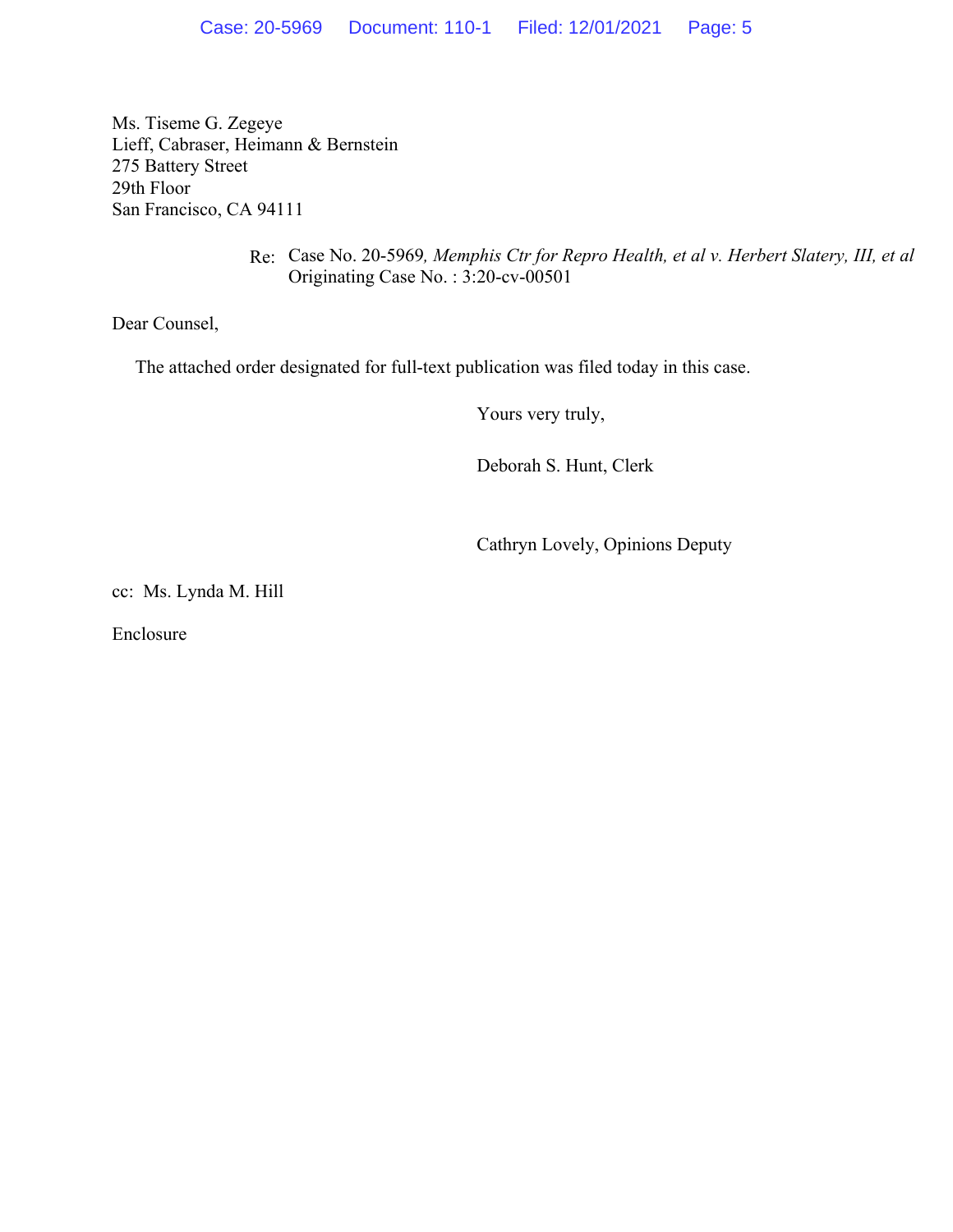Ms. Tiseme G. Zegeye
Lieff, Cabraser, Heimann & Bernstein
275 Battery Street
29th Floor
San Francisco, CA 94111

Re: Case No. 20-5969*, Memphis Ctr for Repro Health, et al v. Herbert Slatery, III, et al*
Originating Case No. : 3:20-cv-00501

Dear Counsel,

The attached order designated for full-text publication was filed today in this case.

Yours very truly,

Deborah S. Hunt, Clerk

Cathryn Lovely, Opinions Deputy

cc: Ms. Lynda M. Hill

Enclosure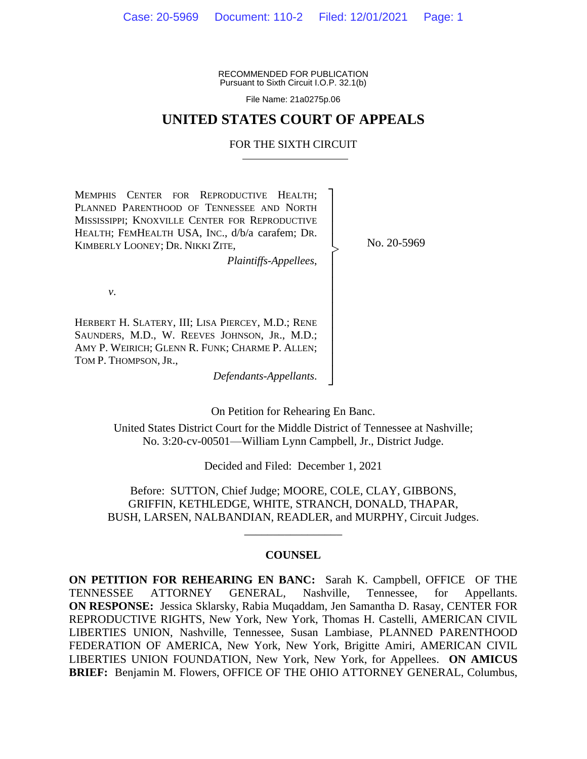RECOMMENDED FOR PUBLICATION
Pursuant to Sixth Circuit I.O.P. 32.1(b)

File Name: 21a0275p.06

# UNITED STATES COURT OF APPEALS

## FOR THE SIXTH CIRCUIT

MEMPHIS CENTER FOR REPRODUCTIVE HEALTH; PLANNED PARENTHOOD OF TENNESSEE AND NORTH MISSISSIPPI; KNOXVILLE CENTER FOR REPRODUCTIVE HEALTH; FEMHEALTH USA, INC., d/b/a carafem; DR. KIMBERLY LOONEY; DR. NIKKI ZITE,

*Plaintiffs-Appellees*,

*v*.

HERBERT H. SLATERY, III; LISA PIERCEY, M.D.; RENE SAUNDERS, M.D., W. REEVES JOHNSON, JR., M.D.; AMY P. WEIRICH; GLENN R. FUNK; CHARME P. ALLEN; TOM P. THOMPSON, JR.,

*Defendants-Appellants*.

No. 20-5969

On Petition for Rehearing En Banc.

United States District Court for the Middle District of Tennessee at Nashville;
No. 3:20-cv-00501—William Lynn Campbell, Jr., District Judge.

Decided and Filed: December 1, 2021

Before: SUTTON, Chief Judge; MOORE, COLE, CLAY, GIBBONS, GRIFFIN, KETHLEDGE, WHITE, STRANCH, DONALD, THAPAR, BUSH, LARSEN, NALBANDIAN, READLER, and MURPHY, Circuit Judges.

### COUNSEL

**ON PETITION FOR REHEARING EN BANC:** Sarah K. Campbell, OFFICE OF THE TENNESSEE ATTORNEY GENERAL, Nashville, Tennessee, for Appellants. **ON RESPONSE:** Jessica Sklarsky, Rabia Muqaddam, Jen Samantha D. Rasay, CENTER FOR REPRODUCTIVE RIGHTS, New York, New York, Thomas H. Castelli, AMERICAN CIVIL LIBERTIES UNION, Nashville, Tennessee, Susan Lambiase, PLANNED PARENTHOOD FEDERATION OF AMERICA, New York, New York, Brigitte Amiri, AMERICAN CIVIL LIBERTIES UNION FOUNDATION, New York, New York, for Appellees. **ON AMICUS BRIEF:** Benjamin M. Flowers, OFFICE OF THE OHIO ATTORNEY GENERAL, Columbus,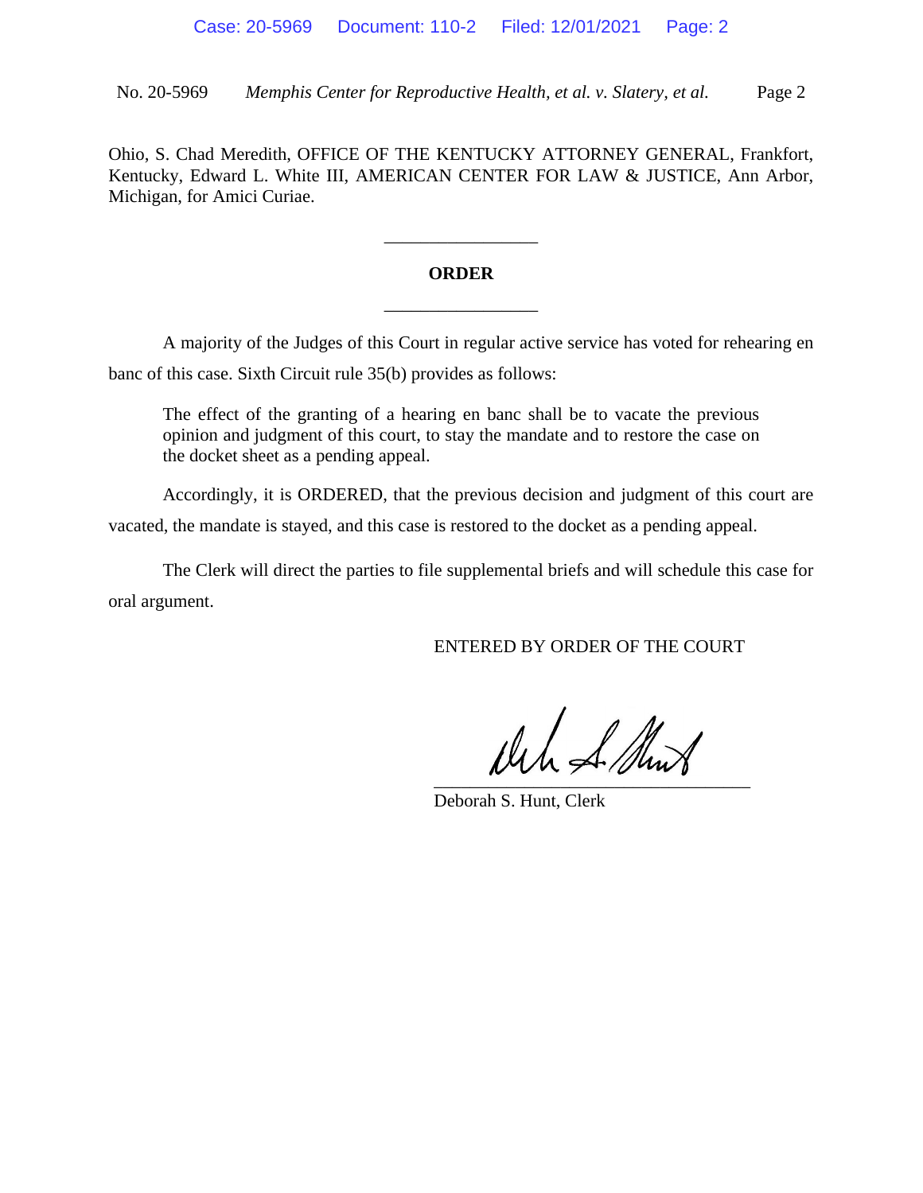Ohio, S. Chad Meredith, OFFICE OF THE KENTUCKY ATTORNEY GENERAL, Frankfort, Kentucky, Edward L. White III, AMERICAN CENTER FOR LAW & JUSTICE, Ann Arbor, Michigan, for Amici Curiae.

---

**ORDER**

---

A majority of the Judges of this Court in regular active service has voted for rehearing en banc of this case. Sixth Circuit rule 35(b) provides as follows:

> The effect of the granting of a hearing en banc shall be to vacate the previous opinion and judgment of this court, to stay the mandate and to restore the case on the docket sheet as a pending appeal.

Accordingly, it is ORDERED, that the previous decision and judgment of this court are vacated, the mandate is stayed, and this case is restored to the docket as a pending appeal.

The Clerk will direct the parties to file supplemental briefs and will schedule this case for oral argument.

ENTERED BY ORDER OF THE COURT

Deborah S. Hunt, Clerk